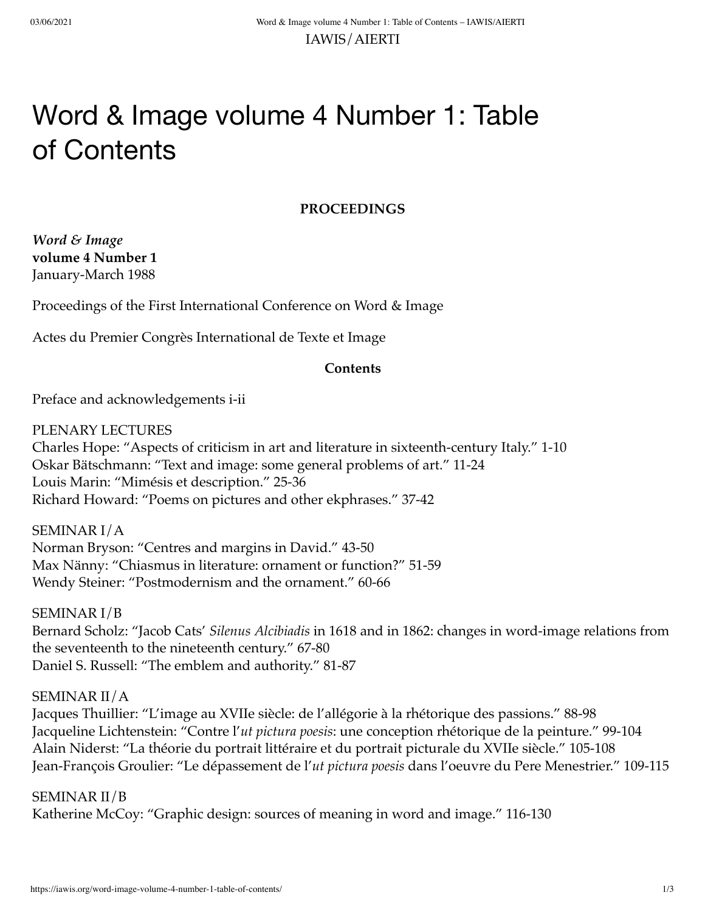# Word & Image volume 4 Number 1: Table of Contents

**PROCEEDINGS**

***Word & Image***
**volume 4 Number 1**
January-March 1988

Proceedings of the First International Conference on Word & Image

Actes du Premier Congrès International de Texte et Image

**Contents**

Preface and acknowledgements i-ii

PLENARY LECTURES
Charles Hope: "Aspects of criticism in art and literature in sixteenth-century Italy." 1-10
Oskar Bätschmann: "Text and image: some general problems of art." 11-24
Louis Marin: "Mimésis et description." 25-36
Richard Howard: "Poems on pictures and other ekphrases." 37-42

SEMINAR I/A
Norman Bryson: "Centres and margins in David." 43-50
Max Nänny: "Chiasmus in literature: ornament or function?" 51-59
Wendy Steiner: "Postmodernism and the ornament." 60-66

SEMINAR I/B
Bernard Scholz: "Jacob Cats' *Silenus Alcibiadis* in 1618 and in 1862: changes in word-image relations from the seventeenth to the nineteenth century." 67-80
Daniel S. Russell: "The emblem and authority." 81-87

SEMINAR II/A
Jacques Thuillier: "L'image au XVIIe siècle: de l'allégorie à la rhétorique des passions." 88-98
Jacqueline Lichtenstein: "Contre l'*ut pictura poesis*: une conception rhétorique de la peinture." 99-104
Alain Niderst: "La théorie du portrait littéraire et du portrait picturale du XVIIe siècle." 105-108
Jean-François Groulier: "Le dépassement de l'*ut pictura poesis* dans l'oeuvre du Pere Menestrier." 109-115

SEMINAR II/B
Katherine McCoy: "Graphic design: sources of meaning in word and image." 116-130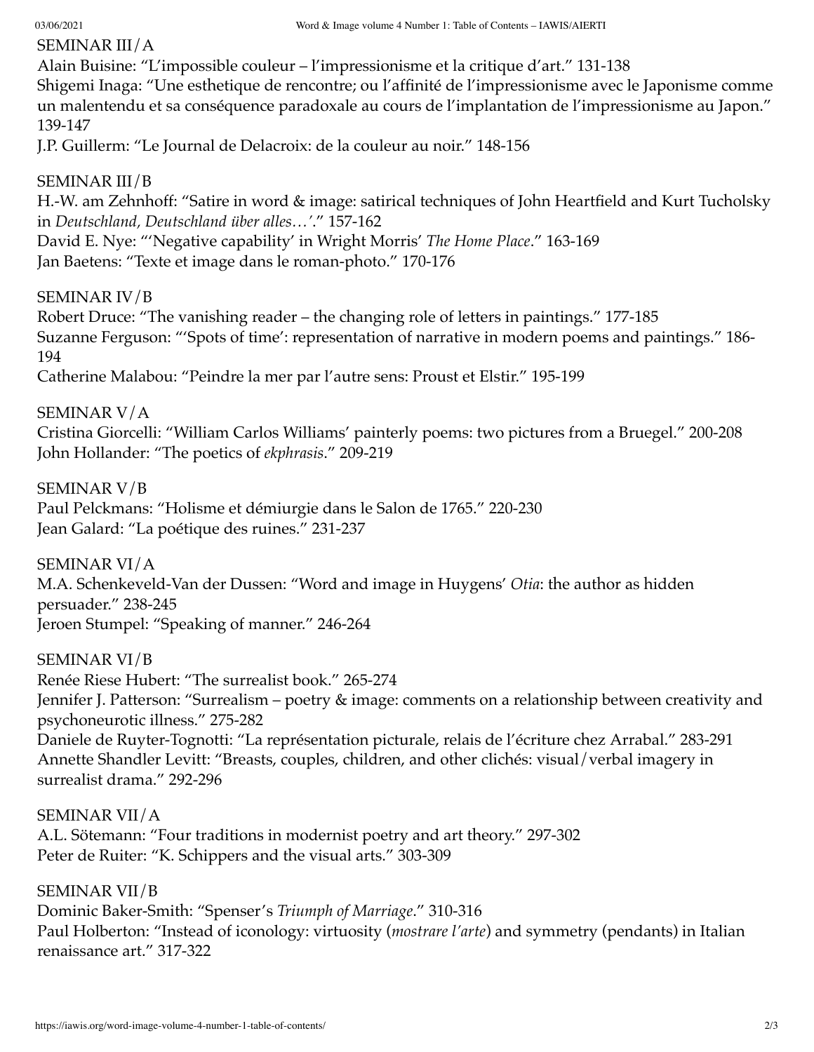SEMINAR III/A

Alain Buisine: “L’impossible couleur – l’impressionisme et la critique d’art.” 131-138

Shigemi Inaga: “Une esthetique de rencontre; ou l’affinité de l’impressionisme avec le Japonisme comme un malentendu et sa conséquence paradoxale au cours de l’implantation de l’impressionisme au Japon.” 139-147

J.P. Guillerm: “Le Journal de Delacroix: de la couleur au noir.” 148-156

SEMINAR III/B

H.-W. am Zehnhoff: “Satire in word & image: satirical techniques of John Heartfield and Kurt Tucholsky in *Deutschland, Deutschland über alles…’*.” 157-162

David E. Nye: “‘Negative capability’ in Wright Morris’ *The Home Place*.” 163-169

Jan Baetens: “Texte et image dans le roman-photo.” 170-176

SEMINAR IV/B

Robert Druce: “The vanishing reader – the changing role of letters in paintings.” 177-185

Suzanne Ferguson: “‘Spots of time’: representation of narrative in modern poems and paintings.” 186-194

Catherine Malabou: “Peindre la mer par l’autre sens: Proust et Elstir.” 195-199

SEMINAR V/A

Cristina Giorcelli: “William Carlos Williams’ painterly poems: two pictures from a Bruegel.” 200-208

John Hollander: “The poetics of *ekphrasis*.” 209-219

SEMINAR V/B

Paul Pelckmans: “Holisme et démiurgie dans le Salon de 1765.” 220-230

Jean Galard: “La poétique des ruines.” 231-237

SEMINAR VI/A

M.A. Schenkeveld-Van der Dussen: “Word and image in Huygens’ *Otia*: the author as hidden persuader.” 238-245

Jeroen Stumpel: “Speaking of manner.” 246-264

SEMINAR VI/B

Renée Riese Hubert: “The surrealist book.” 265-274

Jennifer J. Patterson: “Surrealism – poetry & image: comments on a relationship between creativity and psychoneurotic illness.” 275-282

Daniele de Ruyter-Tognotti: “La représentation picturale, relais de l’écriture chez Arrabal.” 283-291

Annette Shandler Levitt: “Breasts, couples, children, and other clichés: visual/verbal imagery in surrealist drama.” 292-296

SEMINAR VII/A

A.L. Sötemann: “Four traditions in modernist poetry and art theory.” 297-302

Peter de Ruiter: “K. Schippers and the visual arts.” 303-309

SEMINAR VII/B

Dominic Baker-Smith: “Spenser’s *Triumph of Marriage*.” 310-316

Paul Holberton: “Instead of iconology: virtuosity (*mostrare l’arte*) and symmetry (pendants) in Italian renaissance art.” 317-322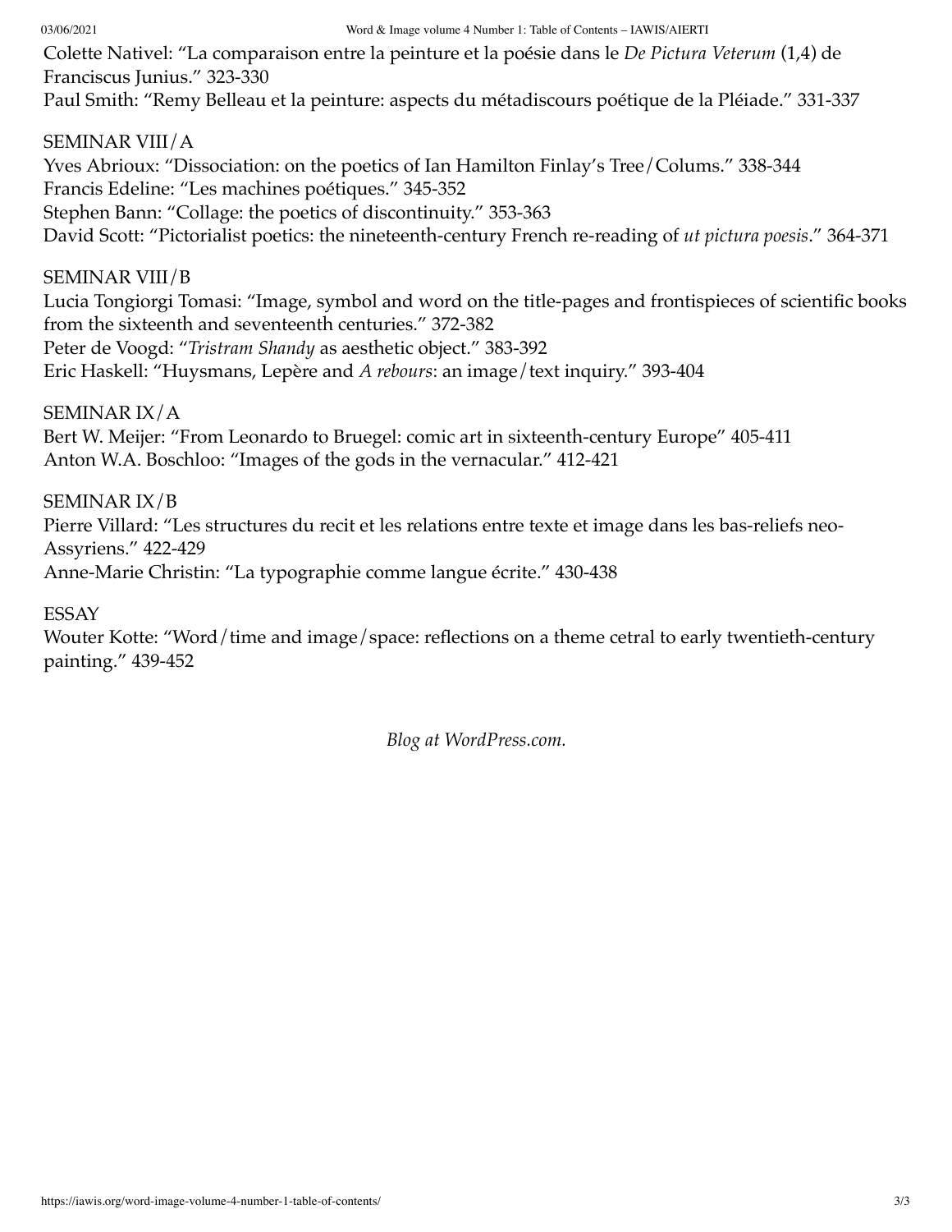Colette Nativel: "La comparaison entre la peinture et la poésie dans le *De Pictura Veterum* (1,4) de Franciscus Junius." 323-330
Paul Smith: "Remy Belleau et la peinture: aspects du métadiscours poétique de la Pléiade." 331-337

SEMINAR VIII/A
Yves Abrioux: "Dissociation: on the poetics of Ian Hamilton Finlay's Tree/Colums." 338-344
Francis Edeline: "Les machines poétiques." 345-352
Stephen Bann: "Collage: the poetics of discontinuity." 353-363
David Scott: "Pictorialist poetics: the nineteenth-century French re-reading of *ut pictura poesis*." 364-371

SEMINAR VIII/B
Lucia Tongiorgi Tomasi: "Image, symbol and word on the title-pages and frontispieces of scientific books from the sixteenth and seventeenth centuries." 372-382
Peter de Voogd: "*Tristram Shandy* as aesthetic object." 383-392
Eric Haskell: "Huysmans, Lepère and *A rebours*: an image/text inquiry." 393-404

SEMINAR IX/A
Bert W. Meijer: "From Leonardo to Bruegel: comic art in sixteenth-century Europe" 405-411
Anton W.A. Boschloo: "Images of the gods in the vernacular." 412-421

SEMINAR IX/B
Pierre Villard: "Les structures du recit et les relations entre texte et image dans les bas-reliefs neo-Assyriens." 422-429
Anne-Marie Christin: "La typographie comme langue écrite." 430-438

ESSAY
Wouter Kotte: "Word/time and image/space: reflections on a theme cetral to early twentieth-century painting." 439-452

*Blog at WordPress.com.*